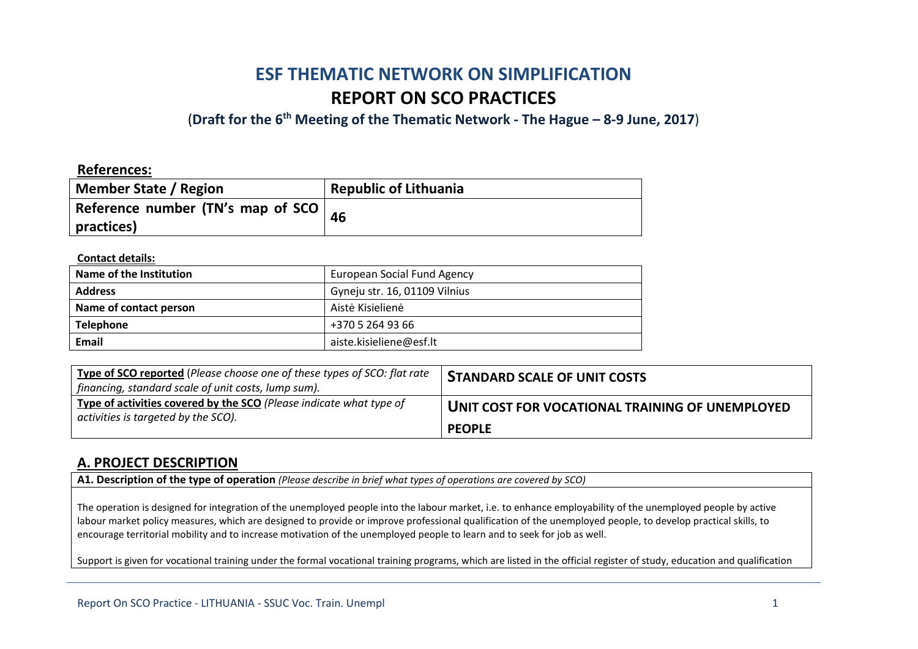# ESF THEMATIC NETWORK ON SIMPLIFICATION

# REPORT ON SCO PRACTICES

(**Draft for the 6th Meeting of the Thematic Network - The Hague – 8-9 June, 2017**)

**References:**

| Member State / Region | Republic of Lithuania |
|---|---|
| Reference number (TN's map of SCO practices) | 46 |

**Contact details:**

| Name of the Institution | European Social Fund Agency |
|---|---|
| **Address** | Gyneju str. 16, 01109 Vilnius |
| **Name of contact person** | Aistė Kisielienė |
| **Telephone** | +370 5 264 93 66 |
| **Email** | aiste.kisieliene@esf.lt |

| Type of SCO reported (*Please choose one of these types of SCO: flat rate financing, standard scale of unit costs, lump sum).* | STANDARD SCALE OF UNIT COSTS |
|---|---|
| **Type of activities covered by the SCO** *(Please indicate what type of activities is targeted by the SCO).* | **UNIT COST FOR VOCATIONAL TRAINING OF UNEMPLOYED PEOPLE** |

## A. PROJECT DESCRIPTION

**A1. Description of the type of operation** *(Please describe in brief what types of operations are covered by SCO)*

The operation is designed for integration of the unemployed people into the labour market, i.e. to enhance employability of the unemployed people by active labour market policy measures, which are designed to provide or improve professional qualification of the unemployed people, to develop practical skills, to encourage territorial mobility and to increase motivation of the unemployed people to learn and to seek for job as well.

Support is given for vocational training under the formal vocational training programs, which are listed in the official register of study, education and qualification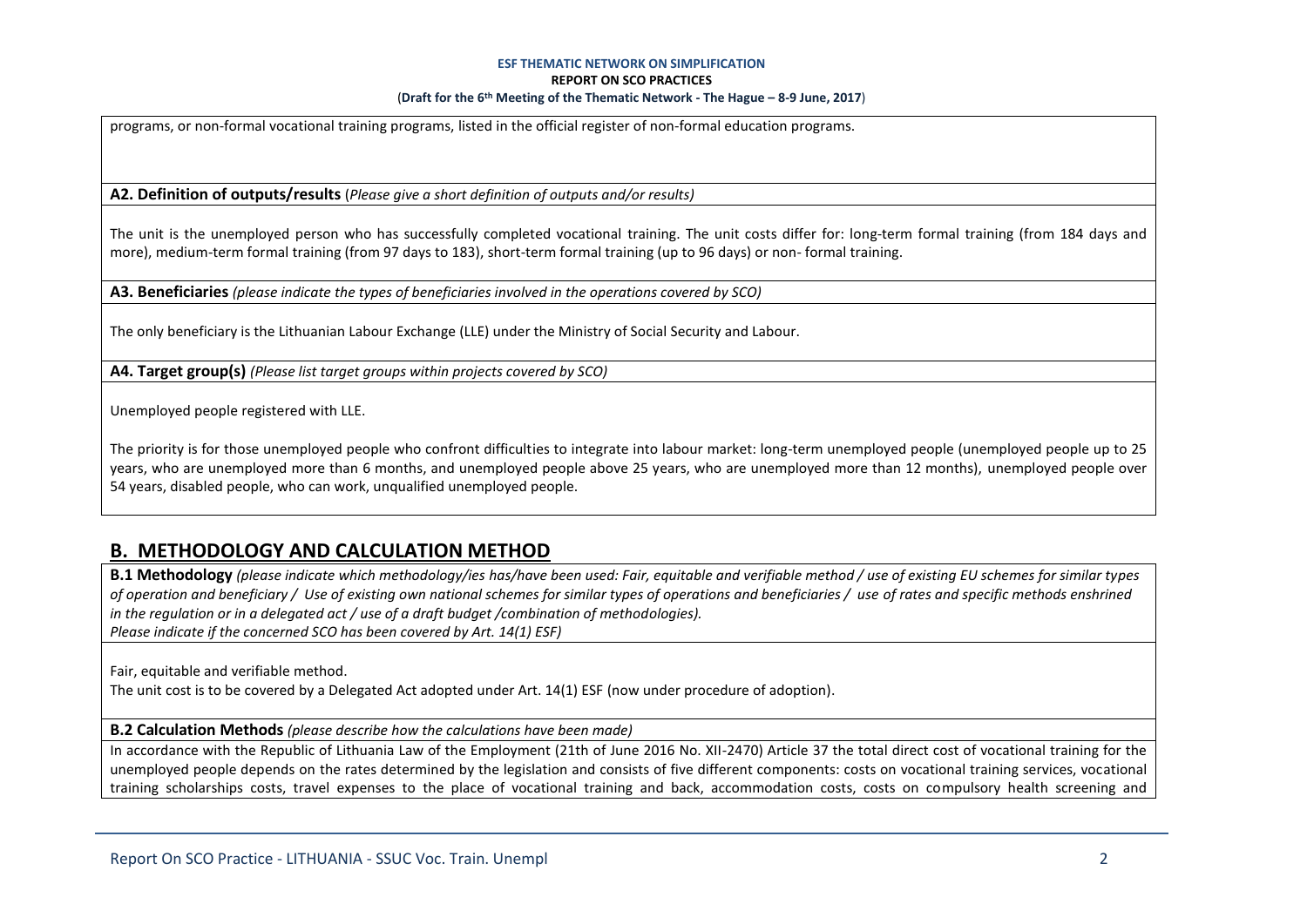programs, or non-formal vocational training programs, listed in the official register of non-formal education programs.

**A2. Definition of outputs/results** (*Please give a short definition of outputs and/or results)*

The unit is the unemployed person who has successfully completed vocational training. The unit costs differ for: long-term formal training (from 184 days and more), medium-term formal training (from 97 days to 183), short-term formal training (up to 96 days) or non- formal training.

**A3. Beneficiaries** *(please indicate the types of beneficiaries involved in the operations covered by SCO)*

The only beneficiary is the Lithuanian Labour Exchange (LLE) under the Ministry of Social Security and Labour.

**A4. Target group(s)** *(Please list target groups within projects covered by SCO)*

Unemployed people registered with LLE.

The priority is for those unemployed people who confront difficulties to integrate into labour market: long-term unemployed people (unemployed people up to 25 years, who are unemployed more than 6 months, and unemployed people above 25 years, who are unemployed more than 12 months), unemployed people over 54 years, disabled people, who can work, unqualified unemployed people.

## B. METHODOLOGY AND CALCULATION METHOD

**B.1 Methodology** *(please indicate which methodology/ies has/have been used: Fair, equitable and verifiable method / use of existing EU schemes for similar types of operation and beneficiary / Use of existing own national schemes for similar types of operations and beneficiaries / use of rates and specific methods enshrined in the regulation or in a delegated act / use of a draft budget /combination of methodologies).*
*Please indicate if the concerned SCO has been covered by Art. 14(1) ESF)*

Fair, equitable and verifiable method.
The unit cost is to be covered by a Delegated Act adopted under Art. 14(1) ESF (now under procedure of adoption).

**B.2 Calculation Methods** *(please describe how the calculations have been made)*

In accordance with the Republic of Lithuania Law of the Employment (21th of June 2016 No. XII-2470) Article 37 the total direct cost of vocational training for the unemployed people depends on the rates determined by the legislation and consists of five different components: costs on vocational training services, vocational training scholarships costs, travel expenses to the place of vocational training and back, accommodation costs, costs on compulsory health screening and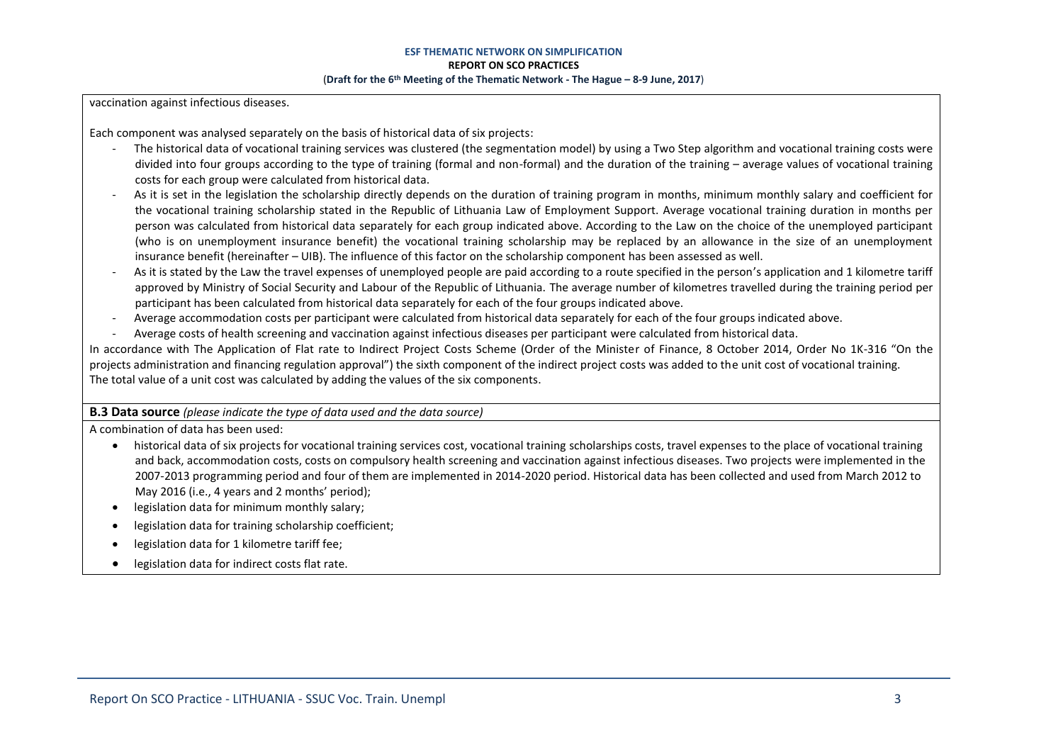vaccination against infectious diseases.

Each component was analysed separately on the basis of historical data of six projects:

- The historical data of vocational training services was clustered (the segmentation model) by using a Two Step algorithm and vocational training costs were divided into four groups according to the type of training (formal and non-formal) and the duration of the training – average values of vocational training costs for each group were calculated from historical data.
- As it is set in the legislation the scholarship directly depends on the duration of training program in months, minimum monthly salary and coefficient for the vocational training scholarship stated in the Republic of Lithuania Law of Employment Support. Average vocational training duration in months per person was calculated from historical data separately for each group indicated above. According to the Law on the choice of the unemployed participant (who is on unemployment insurance benefit) the vocational training scholarship may be replaced by an allowance in the size of an unemployment insurance benefit (hereinafter – UIB). The influence of this factor on the scholarship component has been assessed as well.
- As it is stated by the Law the travel expenses of unemployed people are paid according to a route specified in the person's application and 1 kilometre tariff approved by Ministry of Social Security and Labour of the Republic of Lithuania. The average number of kilometres travelled during the training period per participant has been calculated from historical data separately for each of the four groups indicated above.
- Average accommodation costs per participant were calculated from historical data separately for each of the four groups indicated above.
- Average costs of health screening and vaccination against infectious diseases per participant were calculated from historical data.

In accordance with The Application of Flat rate to Indirect Project Costs Scheme (Order of the Minister of Finance, 8 October 2014, Order No 1K-316 "On the projects administration and financing regulation approval") the sixth component of the indirect project costs was added to the unit cost of vocational training.
The total value of a unit cost was calculated by adding the values of the six components.

**B.3 Data source** *(please indicate the type of data used and the data source)*

A combination of data has been used:

- historical data of six projects for vocational training services cost, vocational training scholarships costs, travel expenses to the place of vocational training and back, accommodation costs, costs on compulsory health screening and vaccination against infectious diseases. Two projects were implemented in the 2007-2013 programming period and four of them are implemented in 2014-2020 period. Historical data has been collected and used from March 2012 to May 2016 (i.e., 4 years and 2 months' period);
- legislation data for minimum monthly salary;
- legislation data for training scholarship coefficient;
- legislation data for 1 kilometre tariff fee;
- legislation data for indirect costs flat rate.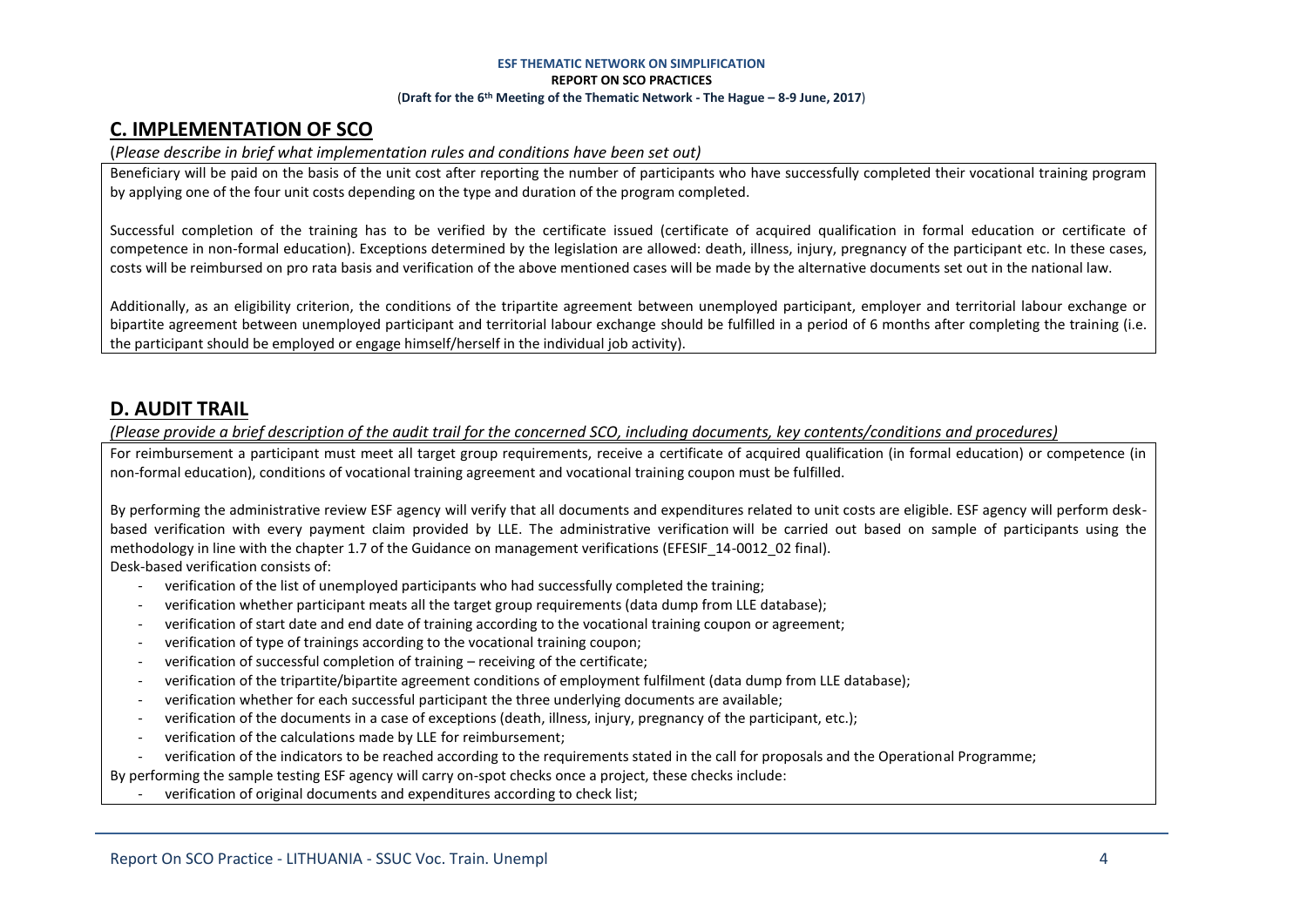## C. IMPLEMENTATION OF SCO

(*Please describe in brief what implementation rules and conditions have been set out)*

Beneficiary will be paid on the basis of the unit cost after reporting the number of participants who have successfully completed their vocational training program by applying one of the four unit costs depending on the type and duration of the program completed.

Successful completion of the training has to be verified by the certificate issued (certificate of acquired qualification in formal education or certificate of competence in non-formal education). Exceptions determined by the legislation are allowed: death, illness, injury, pregnancy of the participant etc. In these cases, costs will be reimbursed on pro rata basis and verification of the above mentioned cases will be made by the alternative documents set out in the national law.

Additionally, as an eligibility criterion, the conditions of the tripartite agreement between unemployed participant, employer and territorial labour exchange or bipartite agreement between unemployed participant and territorial labour exchange should be fulfilled in a period of 6 months after completing the training (i.e. the participant should be employed or engage himself/herself in the individual job activity).

## D. AUDIT TRAIL

*(Please provide a brief description of the audit trail for the concerned SCO, including documents, key contents/conditions and procedures)*

For reimbursement a participant must meet all target group requirements, receive a certificate of acquired qualification (in formal education) or competence (in non-formal education), conditions of vocational training agreement and vocational training coupon must be fulfilled.

By performing the administrative review ESF agency will verify that all documents and expenditures related to unit costs are eligible. ESF agency will perform desk-based verification with every payment claim provided by LLE. The administrative verification will be carried out based on sample of participants using the methodology in line with the chapter 1.7 of the Guidance on management verifications (EFESIF_14-0012_02 final).

Desk-based verification consists of:

- verification of the list of unemployed participants who had successfully completed the training;
- verification whether participant meats all the target group requirements (data dump from LLE database);
- verification of start date and end date of training according to the vocational training coupon or agreement;
- verification of type of trainings according to the vocational training coupon;
- verification of successful completion of training – receiving of the certificate;
- verification of the tripartite/bipartite agreement conditions of employment fulfilment (data dump from LLE database);
- verification whether for each successful participant the three underlying documents are available;
- verification of the documents in a case of exceptions (death, illness, injury, pregnancy of the participant, etc.);
- verification of the calculations made by LLE for reimbursement;
- verification of the indicators to be reached according to the requirements stated in the call for proposals and the Operational Programme;

By performing the sample testing ESF agency will carry on-spot checks once a project, these checks include:

- verification of original documents and expenditures according to check list;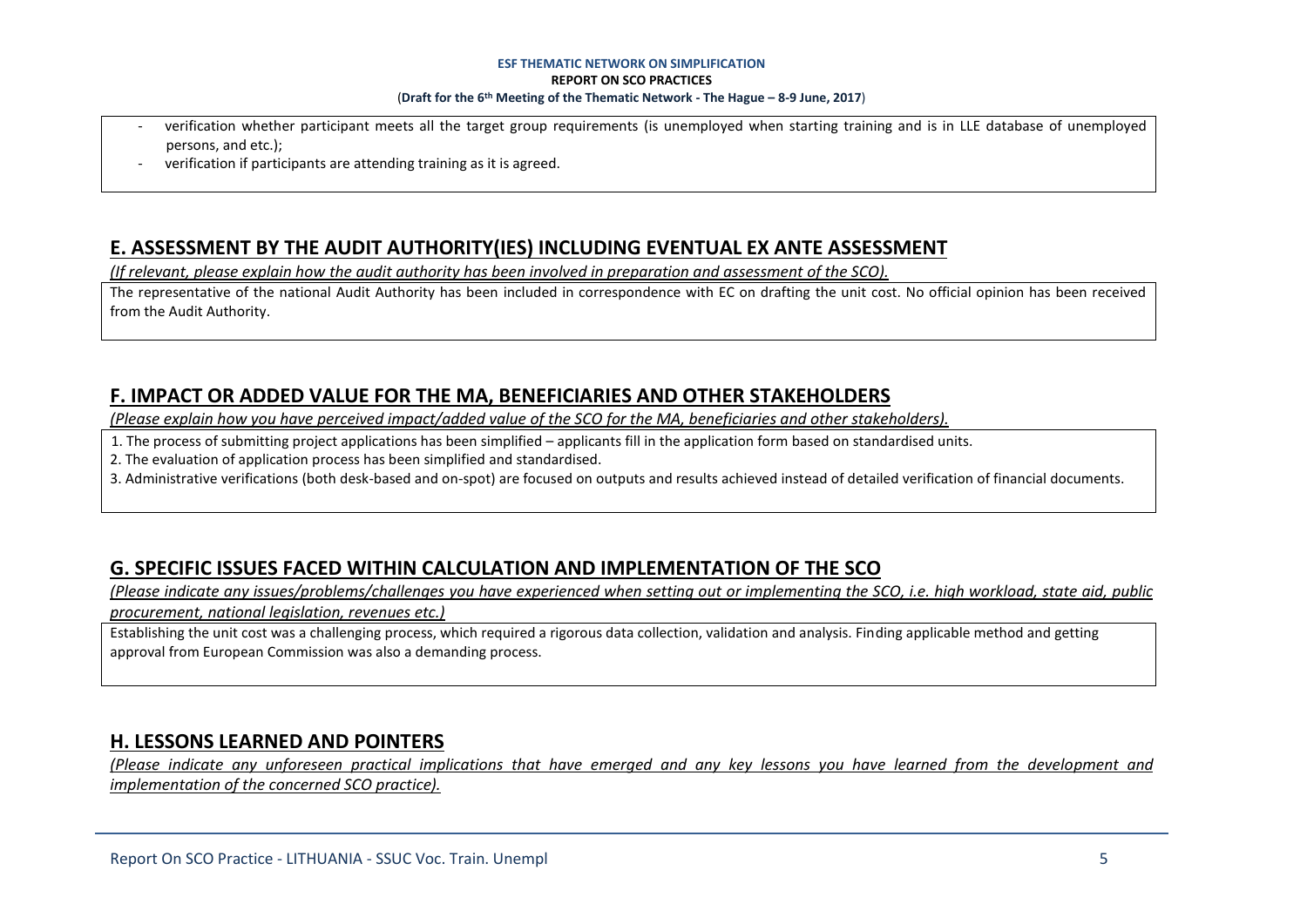- verification whether participant meets all the target group requirements (is unemployed when starting training and is in LLE database of unemployed persons, and etc.);
- verification if participants are attending training as it is agreed.

## E. ASSESSMENT BY THE AUDIT AUTHORITY(IES) INCLUDING EVENTUAL EX ANTE ASSESSMENT

*(If relevant, please explain how the audit authority has been involved in preparation and assessment of the SCO).*

The representative of the national Audit Authority has been included in correspondence with EC on drafting the unit cost. No official opinion has been received from the Audit Authority.

## F. IMPACT OR ADDED VALUE FOR THE MA, BENEFICIARIES AND OTHER STAKEHOLDERS

*(Please explain how you have perceived impact/added value of the SCO for the MA, beneficiaries and other stakeholders).*

1. The process of submitting project applications has been simplified – applicants fill in the application form based on standardised units.
2. The evaluation of application process has been simplified and standardised.
3. Administrative verifications (both desk-based and on-spot) are focused on outputs and results achieved instead of detailed verification of financial documents.

## G. SPECIFIC ISSUES FACED WITHIN CALCULATION AND IMPLEMENTATION OF THE SCO

*(Please indicate any issues/problems/challenges you have experienced when setting out or implementing the SCO, i.e. high workload, state aid, public procurement, national legislation, revenues etc.)*

Establishing the unit cost was a challenging process, which required a rigorous data collection, validation and analysis. Finding applicable method and getting approval from European Commission was also a demanding process.

## H. LESSONS LEARNED AND POINTERS

*(Please indicate any unforeseen practical implications that have emerged and any key lessons you have learned from the development and implementation of the concerned SCO practice).*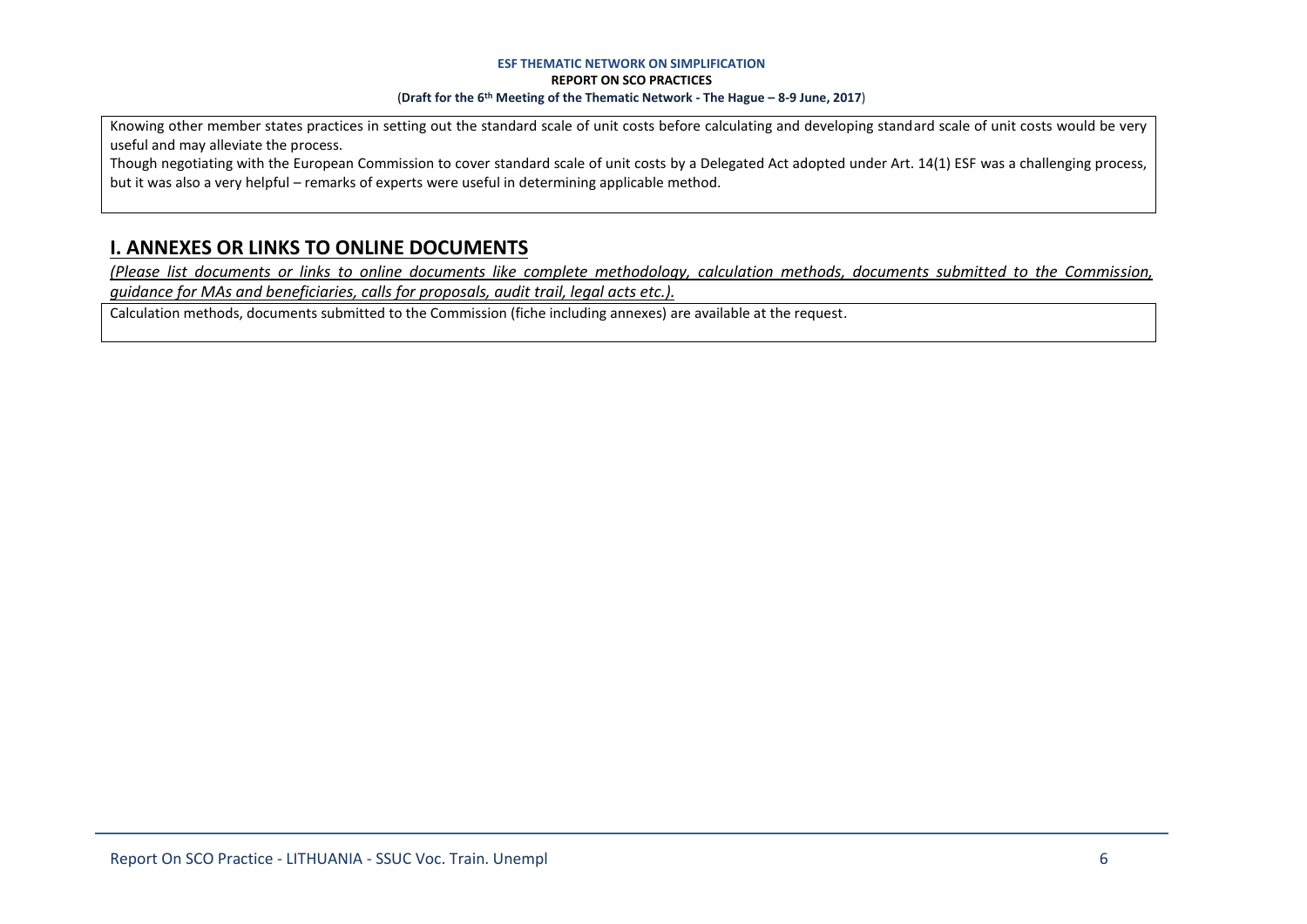Knowing other member states practices in setting out the standard scale of unit costs before calculating and developing standard scale of unit costs would be very useful and may alleviate the process.

Though negotiating with the European Commission to cover standard scale of unit costs by a Delegated Act adopted under Art. 14(1) ESF was a challenging process, but it was also a very helpful – remarks of experts were useful in determining applicable method.

## I. ANNEXES OR LINKS TO ONLINE DOCUMENTS

*(Please list documents or links to online documents like complete methodology, calculation methods, documents submitted to the Commission, guidance for MAs and beneficiaries, calls for proposals, audit trail, legal acts etc.).*

Calculation methods, documents submitted to the Commission (fiche including annexes) are available at the request.